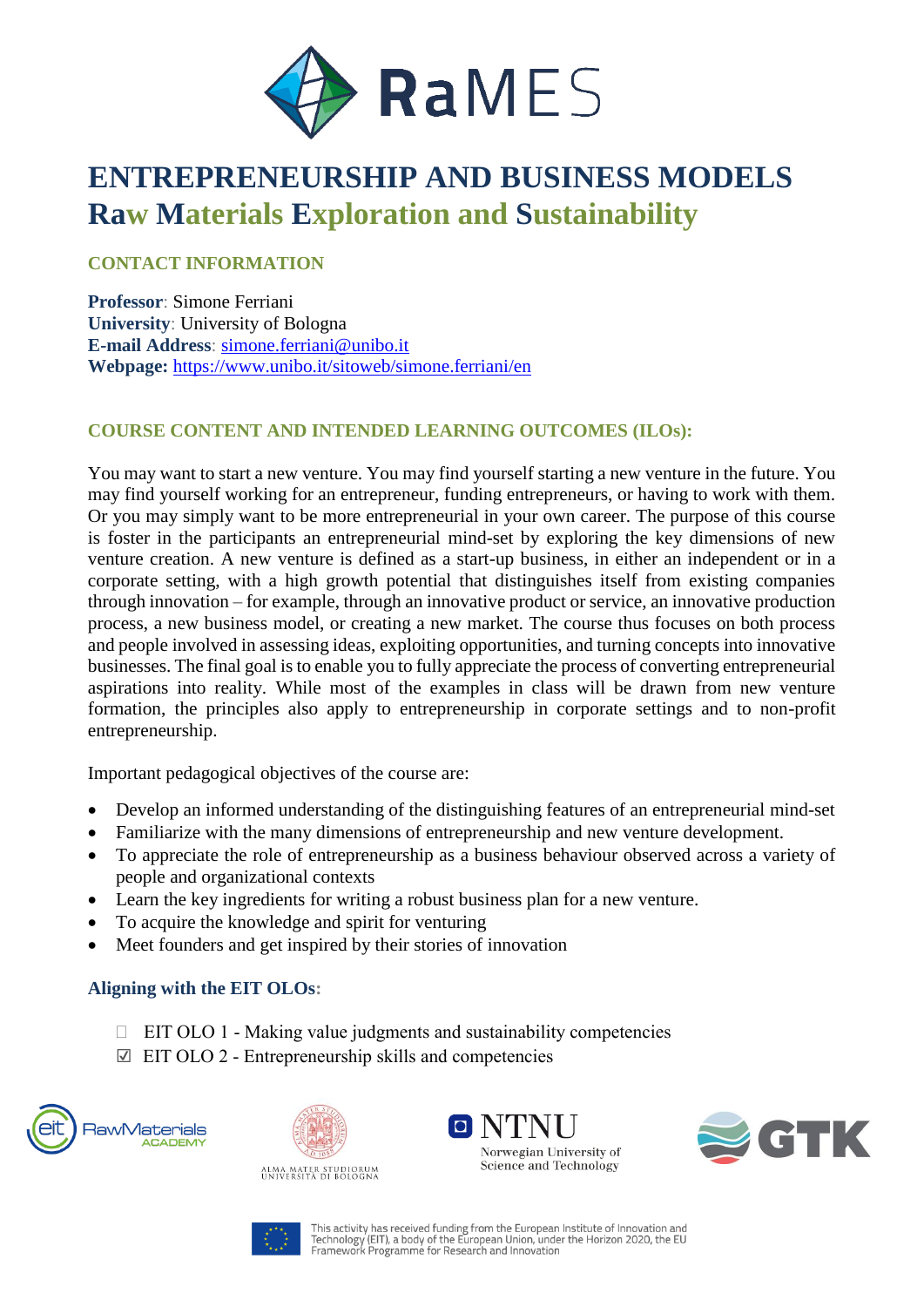RaMES

# ENTREPRENEURSHIP AND BUSINESS MODELS

## Raw Materials Exploration and Sustainability

### CONTACT INFORMATION

**Professor**: Simone Ferriani
**University**: University of Bologna
**E-mail Address**: simone.ferriani@unibo.it
**Webpage:** https://www.unibo.it/sitoweb/simone.ferriani/en

### COURSE CONTENT AND INTENDED LEARNING OUTCOMES (ILOs):

You may want to start a new venture. You may find yourself starting a new venture in the future. You may find yourself working for an entrepreneur, funding entrepreneurs, or having to work with them. Or you may simply want to be more entrepreneurial in your own career. The purpose of this course is foster in the participants an entrepreneurial mind-set by exploring the key dimensions of new venture creation. A new venture is defined as a start-up business, in either an independent or in a corporate setting, with a high growth potential that distinguishes itself from existing companies through innovation – for example, through an innovative product or service, an innovative production process, a new business model, or creating a new market. The course thus focuses on both process and people involved in assessing ideas, exploiting opportunities, and turning concepts into innovative businesses. The final goal is to enable you to fully appreciate the process of converting entrepreneurial aspirations into reality. While most of the examples in class will be drawn from new venture formation, the principles also apply to entrepreneurship in corporate settings and to non-profit entrepreneurship.

Important pedagogical objectives of the course are:

- Develop an informed understanding of the distinguishing features of an entrepreneurial mind-set
- Familiarize with the many dimensions of entrepreneurship and new venture development.
- To appreciate the role of entrepreneurship as a business behaviour observed across a variety of people and organizational contexts
- Learn the key ingredients for writing a robust business plan for a new venture.
- To acquire the knowledge and spirit for venturing
- Meet founders and get inspired by their stories of innovation

### Aligning with the EIT OLOs:

- ☐ EIT OLO 1 - Making value judgments and sustainability competencies
- ☑ EIT OLO 2 - Entrepreneurship skills and competencies

eit RawMaterials ACADEMY — ALMA MATER STUDIORUM UNIVERSITÀ DI BOLOGNA — NTNU Norwegian University of Science and Technology — GTK

This activity has received funding from the European Institute of Innovation and Technology (EIT), a body of the European Union, under the Horizon 2020, the EU Framework Programme for Research and Innovation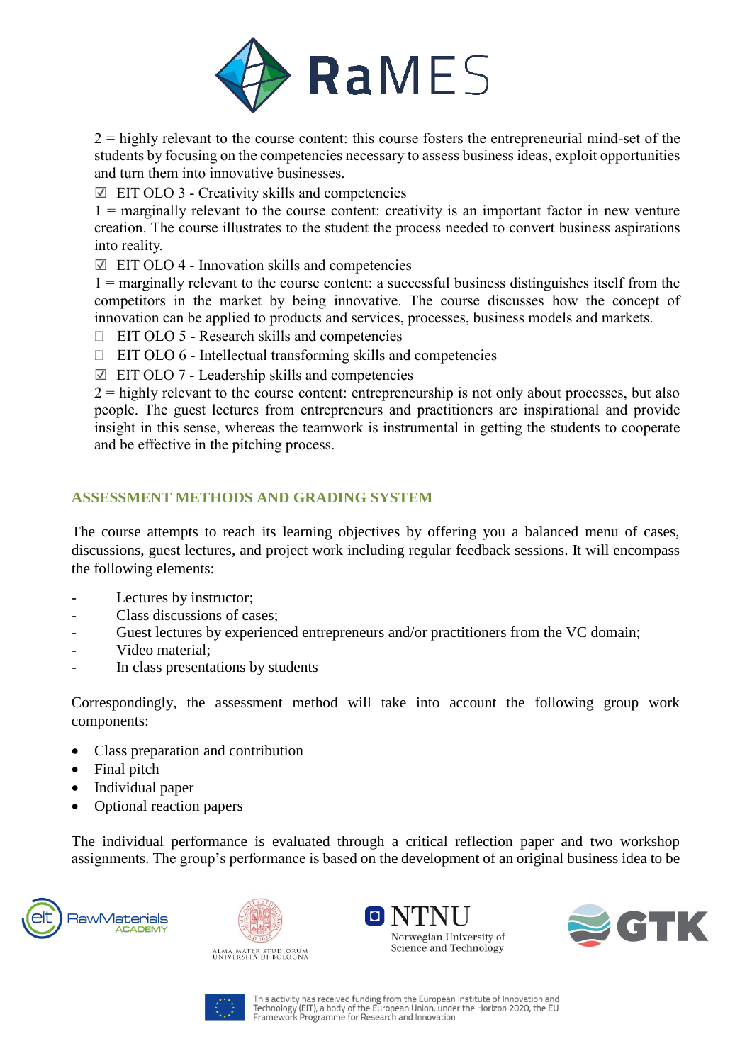2 = highly relevant to the course content: this course fosters the entrepreneurial mind-set of the students by focusing on the competencies necessary to assess business ideas, exploit opportunities and turn them into innovative businesses.

☑ EIT OLO 3 - Creativity skills and competencies

1 = marginally relevant to the course content: creativity is an important factor in new venture creation. The course illustrates to the student the process needed to convert business aspirations into reality.

☑ EIT OLO 4 - Innovation skills and competencies

1 = marginally relevant to the course content: a successful business distinguishes itself from the competitors in the market by being innovative. The course discusses how the concept of innovation can be applied to products and services, processes, business models and markets.

☐ EIT OLO 5 - Research skills and competencies

☐ EIT OLO 6 - Intellectual transforming skills and competencies

☑ EIT OLO 7 - Leadership skills and competencies

2 = highly relevant to the course content: entrepreneurship is not only about processes, but also people. The guest lectures from entrepreneurs and practitioners are inspirational and provide insight in this sense, whereas the teamwork is instrumental in getting the students to cooperate and be effective in the pitching process.

## ASSESSMENT METHODS AND GRADING SYSTEM

The course attempts to reach its learning objectives by offering you a balanced menu of cases, discussions, guest lectures, and project work including regular feedback sessions. It will encompass the following elements:

- Lectures by instructor;
- Class discussions of cases;
- Guest lectures by experienced entrepreneurs and/or practitioners from the VC domain;
- Video material;
- In class presentations by students

Correspondingly, the assessment method will take into account the following group work components:

- Class preparation and contribution
- Final pitch
- Individual paper
- Optional reaction papers

The individual performance is evaluated through a critical reflection paper and two workshop assignments. The group's performance is based on the development of an original business idea to be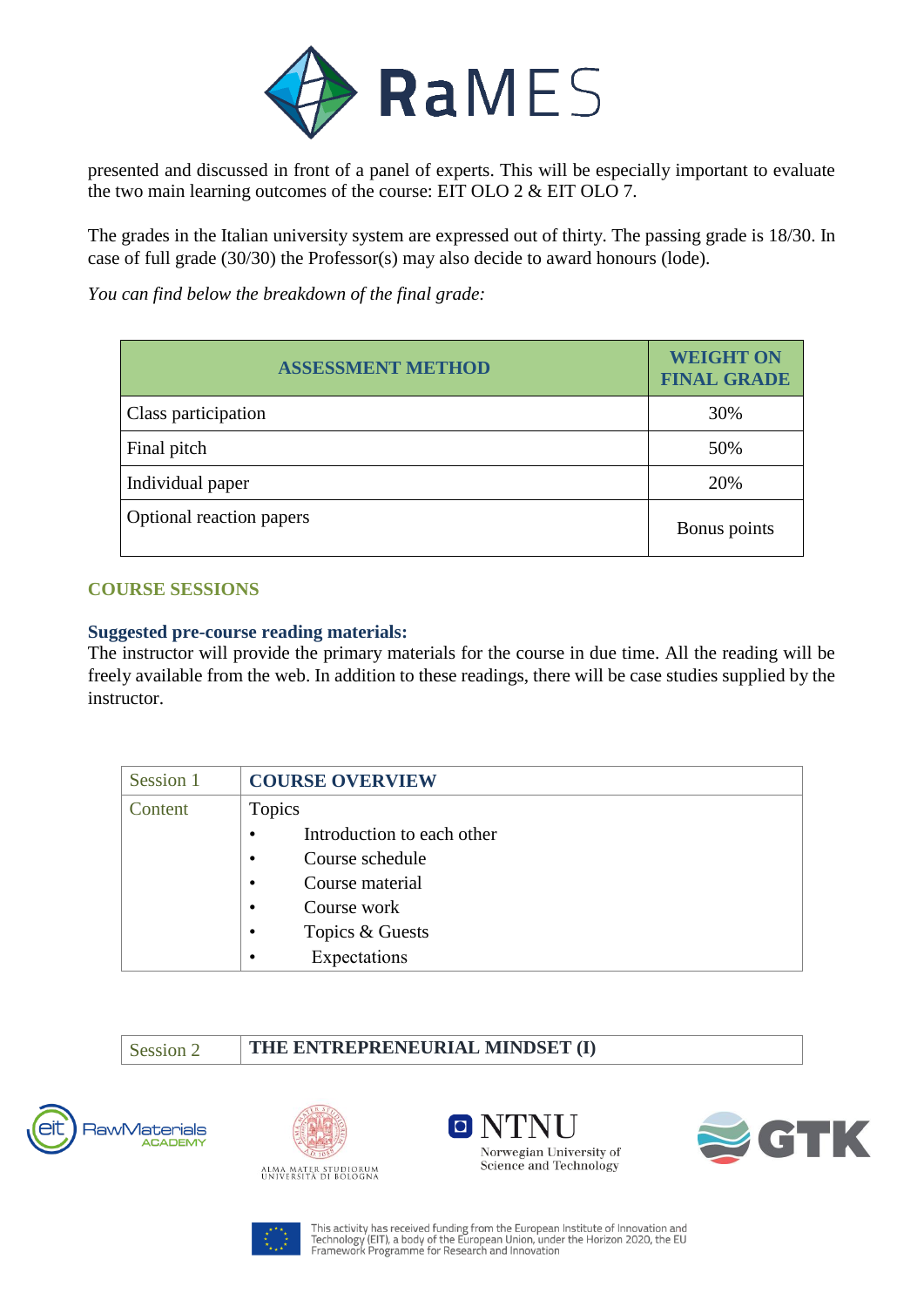presented and discussed in front of a panel of experts. This will be especially important to evaluate the two main learning outcomes of the course: EIT OLO 2 & EIT OLO 7.

The grades in the Italian university system are expressed out of thirty. The passing grade is 18/30. In case of full grade (30/30) the Professor(s) may also decide to award honours (lode).

*You can find below the breakdown of the final grade:*

| ASSESSMENT METHOD | WEIGHT ON FINAL GRADE |
|---|---|
| Class participation | 30% |
| Final pitch | 50% |
| Individual paper | 20% |
| Optional reaction papers | Bonus points |

## COURSE SESSIONS

### Suggested pre-course reading materials:

The instructor will provide the primary materials for the course in due time. All the reading will be freely available from the web. In addition to these readings, there will be case studies supplied by the instructor.

| Session 1 | **COURSE OVERVIEW** |
|---|---|
| Content | Topics<br>• Introduction to each other<br>• Course schedule<br>• Course material<br>• Course work<br>• Topics & Guests<br>• Expectations |

| Session 2 | **THE ENTREPRENEURIAL MINDSET (I)** |
|---|---|

This activity has received funding from the European Institute of Innovation and Technology (EIT), a body of the European Union, under the Horizon 2020, the EU Framework Programme for Research and Innovation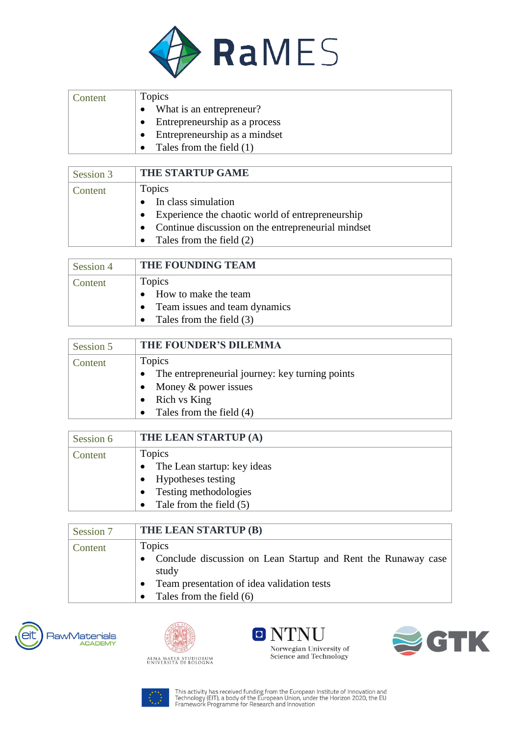| Content | Topics<br>• What is an entrepreneur?<br>• Entrepreneurship as a process<br>• Entrepreneurship as a mindset<br>• Tales from the field (1) |
|---|---|

| Session 3 | **THE STARTUP GAME** |
|---|---|
| Content | Topics<br>• In class simulation<br>• Experience the chaotic world of entrepreneurship<br>• Continue discussion on the entrepreneurial mindset<br>• Tales from the field (2) |

| Session 4 | **THE FOUNDING TEAM** |
|---|---|
| Content | Topics<br>• How to make the team<br>• Team issues and team dynamics<br>• Tales from the field (3) |

| Session 5 | **THE FOUNDER'S DILEMMA** |
|---|---|
| Content | Topics<br>• The entrepreneurial journey: key turning points<br>• Money & power issues<br>• Rich vs King<br>• Tales from the field (4) |

| Session 6 | **THE LEAN STARTUP (A)** |
|---|---|
| Content | Topics<br>• The Lean startup: key ideas<br>• Hypotheses testing<br>• Testing methodologies<br>• Tale from the field (5) |

| Session 7 | **THE LEAN STARTUP (B)** |
|---|---|
| Content | Topics<br>• Conclude discussion on Lean Startup and Rent the Runaway case study<br>• Team presentation of idea validation tests<br>• Tales from the field (6) |

This activity has received funding from the European Institute of Innovation and Technology (EIT), a body of the European Union, under the Horizon 2020, the EU Framework Programme for Research and Innovation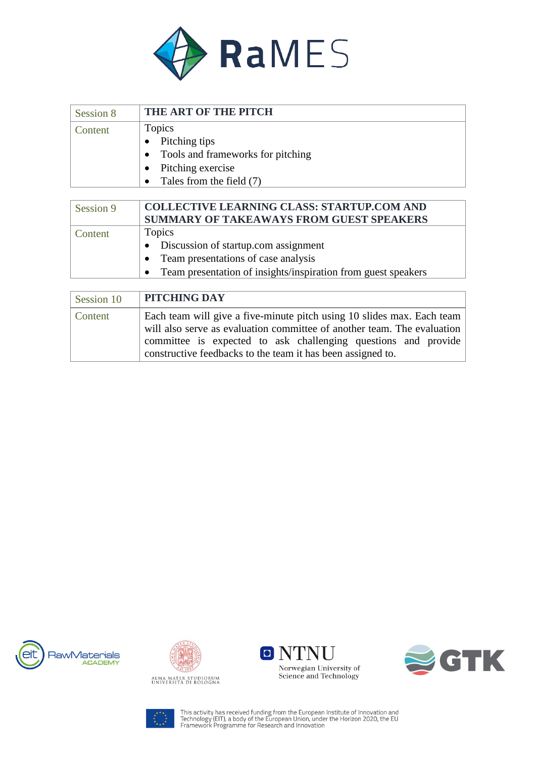| Session 8 | THE ART OF THE PITCH |
|---|---|
| Content | Topics<br>• Pitching tips<br>• Tools and frameworks for pitching<br>• Pitching exercise<br>• Tales from the field (7) |

| Session 9 | COLLECTIVE LEARNING CLASS: STARTUP.COM AND SUMMARY OF TAKEAWAYS FROM GUEST SPEAKERS |
|---|---|
| Content | Topics<br>• Discussion of startup.com assignment<br>• Team presentations of case analysis<br>• Team presentation of insights/inspiration from guest speakers |

| Session 10 | PITCHING DAY |
|---|---|
| Content | Each team will give a five-minute pitch using 10 slides max. Each team will also serve as evaluation committee of another team. The evaluation committee is expected to ask challenging questions and provide constructive feedbacks to the team it has been assigned to. |

This activity has received funding from the European Institute of Innovation and Technology (EIT), a body of the European Union, under the Horizon 2020, the EU Framework Programme for Research and Innovation